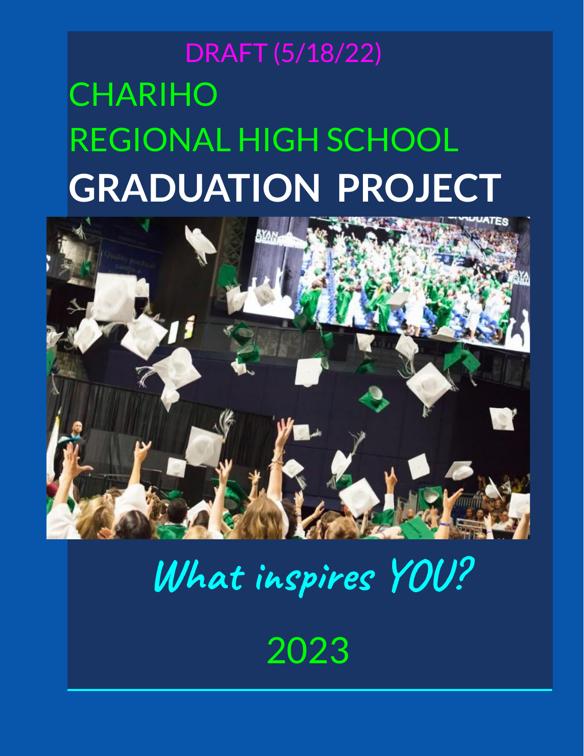DRAFT (5/18/22)

# CHARIHO REGIONAL HIGH SCHOOL

# GRADUATION PROJECT

*What inspires YOU?*

2023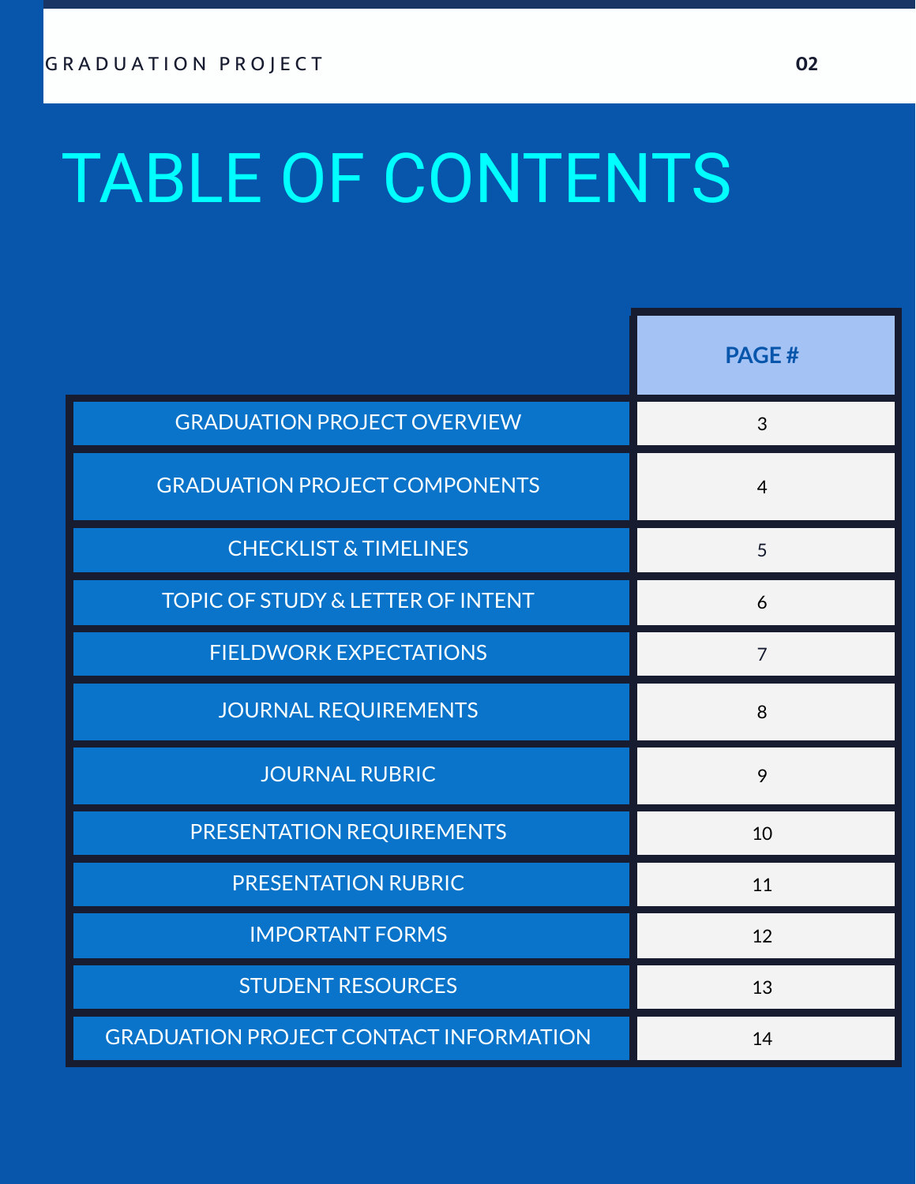# TABLE OF CONTENTS

| | PAGE # |
|---|---|
| GRADUATION PROJECT OVERVIEW | 3 |
| GRADUATION PROJECT COMPONENTS | 4 |
| CHECKLIST & TIMELINES | 5 |
| TOPIC OF STUDY & LETTER OF INTENT | 6 |
| FIELDWORK EXPECTATIONS | 7 |
| JOURNAL REQUIREMENTS | 8 |
| JOURNAL RUBRIC | 9 |
| PRESENTATION REQUIREMENTS | 10 |
| PRESENTATION RUBRIC | 11 |
| IMPORTANT FORMS | 12 |
| STUDENT RESOURCES | 13 |
| GRADUATION PROJECT CONTACT INFORMATION | 14 |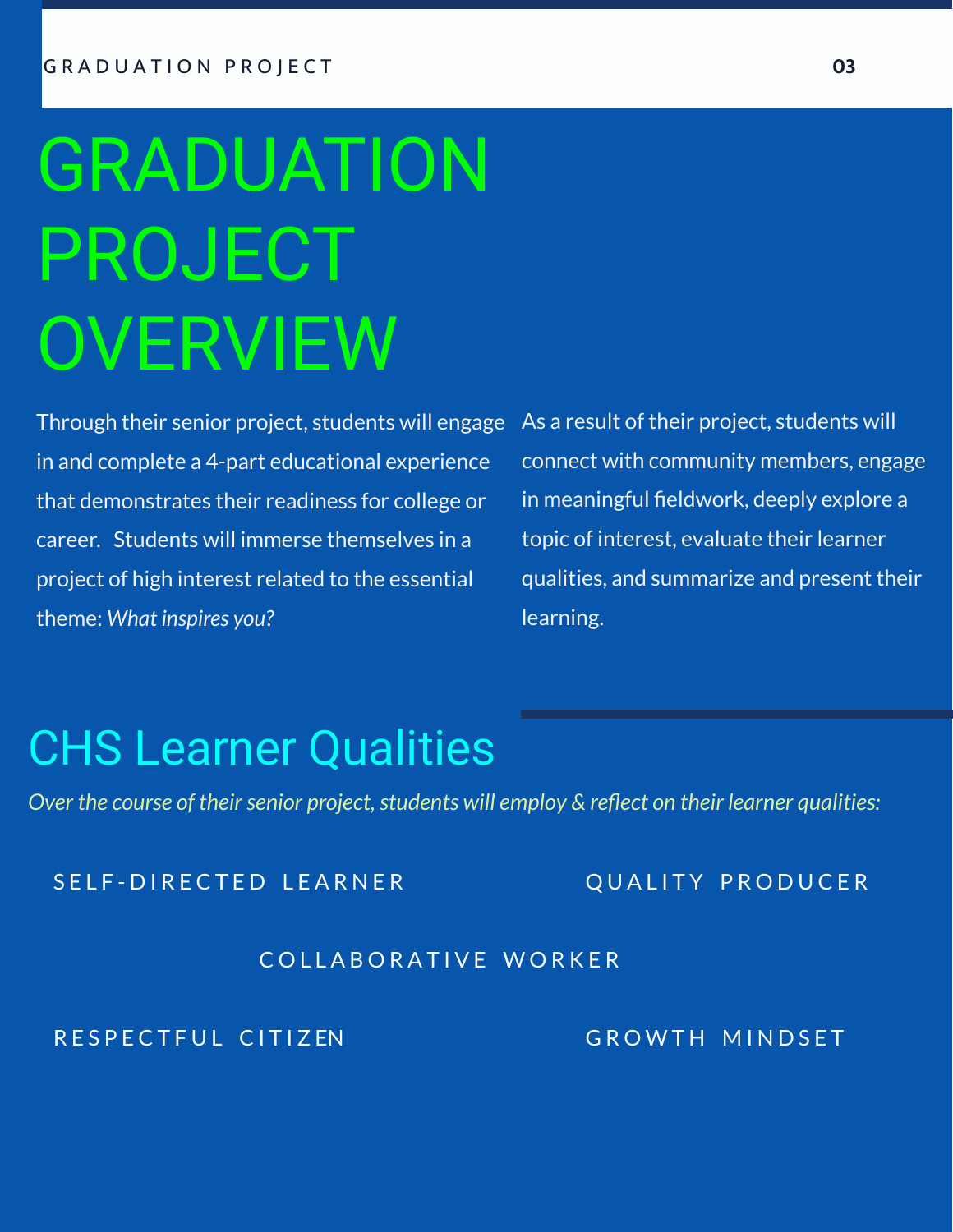# GRADUATION PROJECT OVERVIEW

Through their senior project, students will engage in and complete a 4-part educational experience that demonstrates their readiness for college or career. Students will immerse themselves in a project of high interest related to the essential theme: *What inspires you?*

As a result of their project, students will connect with community members, engage in meaningful fieldwork, deeply explore a topic of interest, evaluate their learner qualities, and summarize and present their learning.

## CHS Learner Qualities

*Over the course of their senior project, students will employ & reflect on their learner qualities:*

- SELF-DIRECTED LEARNER
- QUALITY PRODUCER
- COLLABORATIVE WORKER
- RESPECTFUL CITIZEN
- GROWTH MINDSET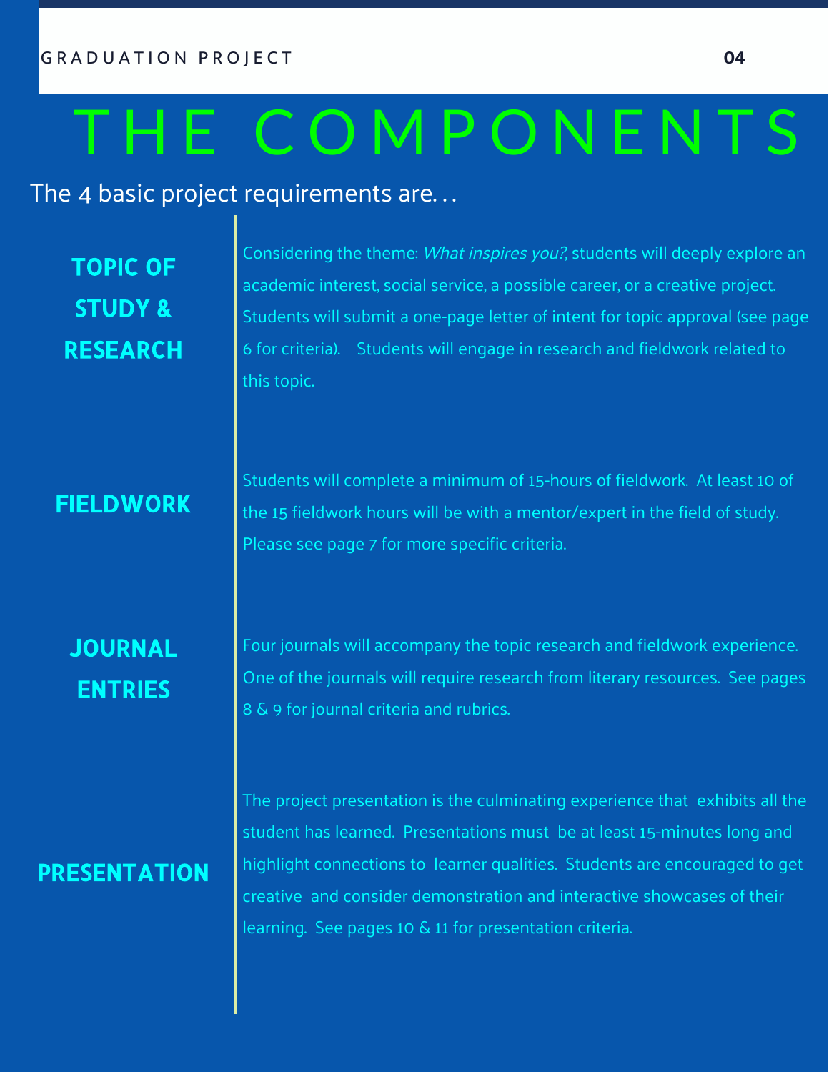# THE COMPONENTS

The 4 basic project requirements are…

## TOPIC OF STUDY & RESEARCH

Considering the theme: *What inspires you?*, students will deeply explore an academic interest, social service, a possible career, or a creative project. Students will submit a one-page letter of intent for topic approval (see page 6 for criteria). Students will engage in research and fieldwork related to this topic.

## FIELDWORK

Students will complete a minimum of 15-hours of fieldwork. At least 10 of the 15 fieldwork hours will be with a mentor/expert in the field of study. Please see page 7 for more specific criteria.

## JOURNAL ENTRIES

Four journals will accompany the topic research and fieldwork experience. One of the journals will require research from literary resources. See pages 8 & 9 for journal criteria and rubrics.

## PRESENTATION

The project presentation is the culminating experience that exhibits all the student has learned. Presentations must be at least 15-minutes long and highlight connections to learner qualities. Students are encouraged to get creative and consider demonstration and interactive showcases of their learning. See pages 10 & 11 for presentation criteria.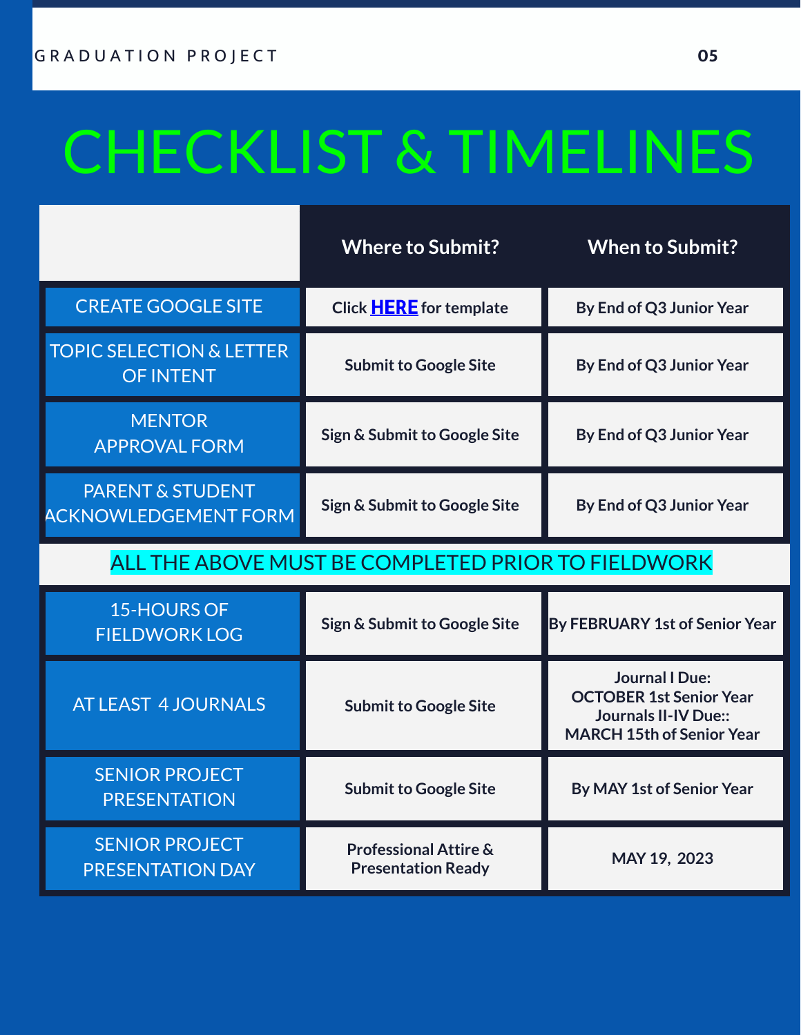# CHECKLIST & TIMELINES

| | Where to Submit? | When to Submit? |
| --- | --- | --- |
| CREATE GOOGLE SITE | Click **HERE** for template | By End of Q3 Junior Year |
| TOPIC SELECTION & LETTER OF INTENT | Submit to Google Site | By End of Q3 Junior Year |
| MENTOR APPROVAL FORM | Sign & Submit to Google Site | By End of Q3 Junior Year |
| PARENT & STUDENT ACKNOWLEDGEMENT FORM | Sign & Submit to Google Site | By End of Q3 Junior Year |
| ALL THE ABOVE MUST BE COMPLETED PRIOR TO FIELDWORK | | |
| 15-HOURS OF FIELDWORK LOG | Sign & Submit to Google Site | By FEBRUARY 1st of Senior Year |
| AT LEAST 4 JOURNALS | Submit to Google Site | Journal I Due: OCTOBER 1st Senior Year Journals II-IV Due:: MARCH 15th of Senior Year |
| SENIOR PROJECT PRESENTATION | Submit to Google Site | By MAY 1st of Senior Year |
| SENIOR PROJECT PRESENTATION DAY | Professional Attire & Presentation Ready | MAY 19, 2023 |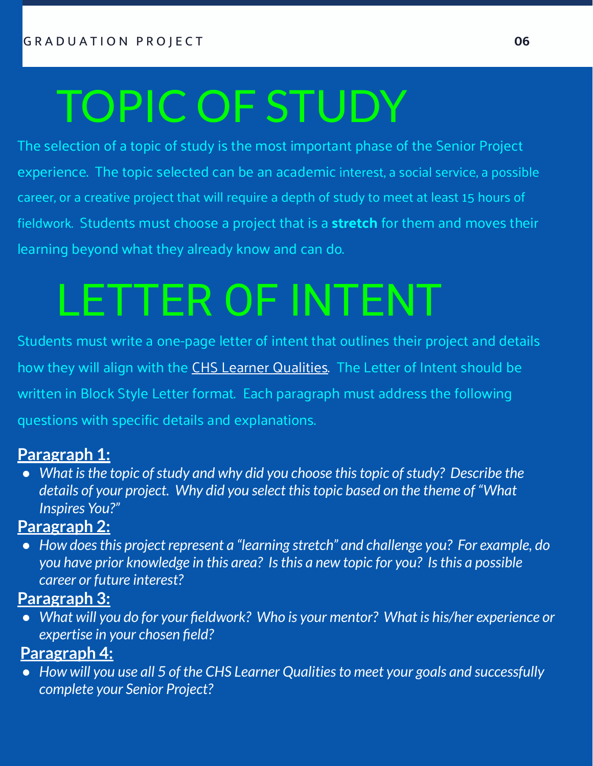# TOPIC OF STUDY

The selection of a topic of study is the most important phase of the Senior Project experience. The topic selected can be an academic interest, a social service, a possible career, or a creative project that will require a depth of study to meet at least 15 hours of fieldwork. Students must choose a project that is a **stretch** for them and moves their learning beyond what they already know and can do.

# LETTER OF INTENT

Students must write a one-page letter of intent that outlines their project and details how they will align with the CHS Learner Qualities. The Letter of Intent should be written in Block Style Letter format. Each paragraph must address the following questions with specific details and explanations.

**Paragraph 1:**

- *What is the topic of study and why did you choose this topic of study? Describe the details of your project. Why did you select this topic based on the theme of "What Inspires You?"*

**Paragraph 2:**

- *How does this project represent a "learning stretch" and challenge you? For example, do you have prior knowledge in this area? Is this a new topic for you? Is this a possible career or future interest?*

**Paragraph 3:**

- *What will you do for your fieldwork? Who is your mentor? What is his/her experience or expertise in your chosen field?*

**Paragraph 4:**

- *How will you use all 5 of the CHS Learner Qualities to meet your goals and successfully complete your Senior Project?*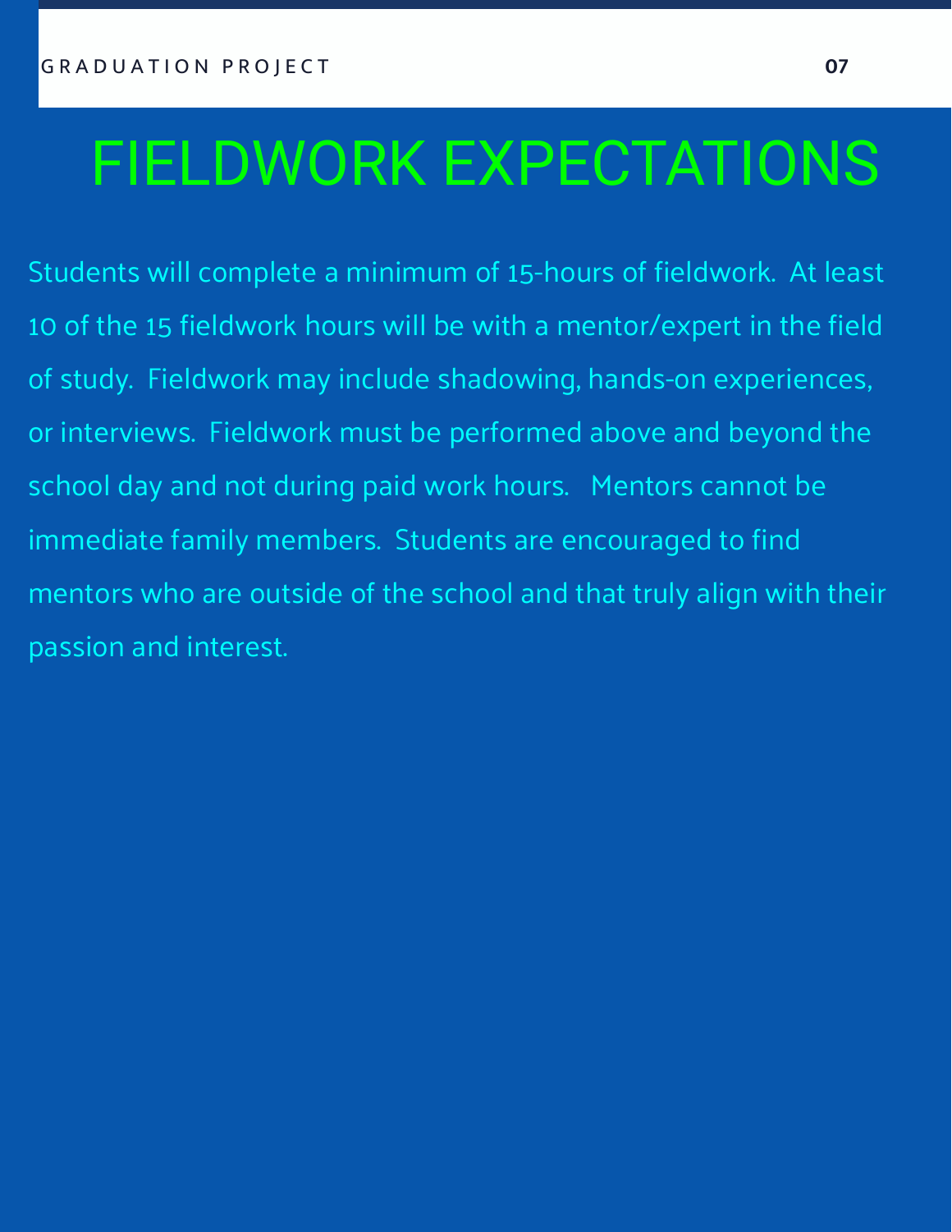# FIELDWORK EXPECTATIONS

Students will complete a minimum of 15-hours of fieldwork. At least 10 of the 15 fieldwork hours will be with a mentor/expert in the field of study. Fieldwork may include shadowing, hands-on experiences, or interviews. Fieldwork must be performed above and beyond the school day and not during paid work hours. Mentors cannot be immediate family members. Students are encouraged to find mentors who are outside of the school and that truly align with their passion and interest.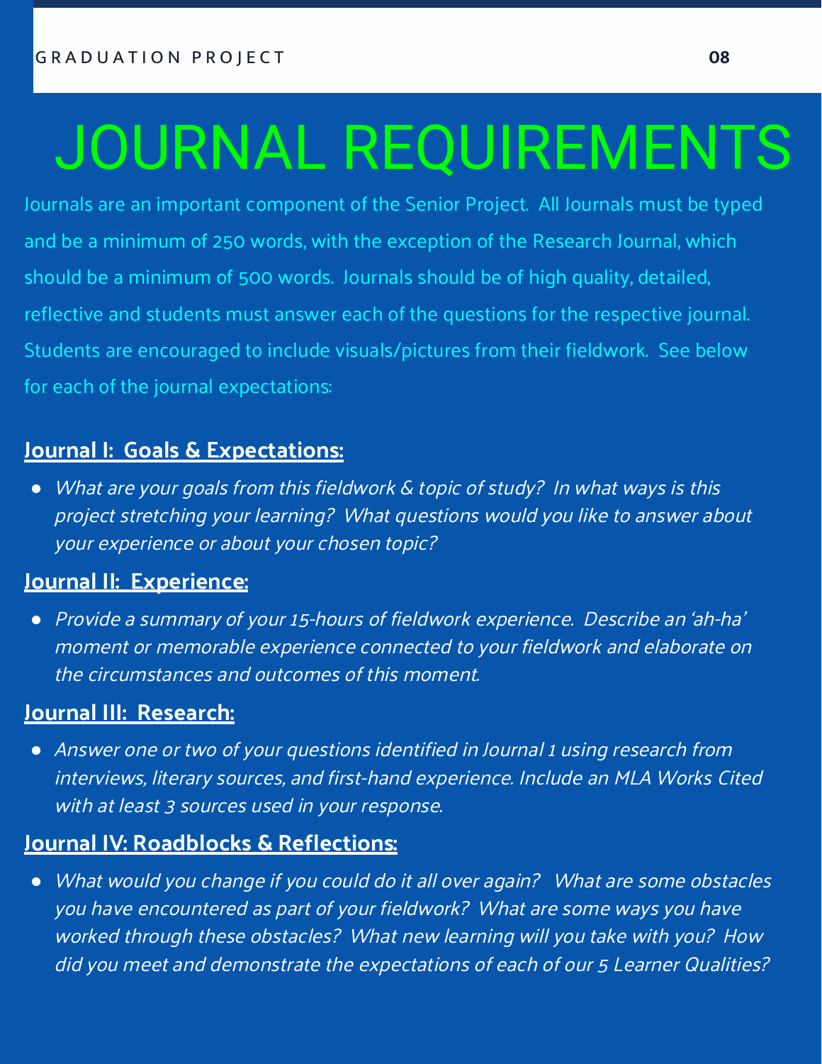# JOURNAL REQUIREMENTS

Journals are an important component of the Senior Project. All Journals must be typed and be a minimum of 250 words, with the exception of the Research Journal, which should be a minimum of 500 words. Journals should be of high quality, detailed, reflective and students must answer each of the questions for the respective journal. Students are encouraged to include visuals/pictures from their fieldwork. See below for each of the journal expectations:

**Journal I: Goals & Expectations:**

- *What are your goals from this fieldwork & topic of study? In what ways is this project stretching your learning? What questions would you like to answer about your experience or about your chosen topic?*

**Journal II: Experience:**

- *Provide a summary of your 15-hours of fieldwork experience. Describe an 'ah-ha' moment or memorable experience connected to your fieldwork and elaborate on the circumstances and outcomes of this moment.*

**Journal III: Research:**

- *Answer one or two of your questions identified in Journal 1 using research from interviews, literary sources, and first-hand experience. Include an MLA Works Cited with at least 3 sources used in your response.*

**Journal IV: Roadblocks & Reflections:**

- *What would you change if you could do it all over again? What are some obstacles you have encountered as part of your fieldwork? What are some ways you have worked through these obstacles? What new learning will you take with you? How did you meet and demonstrate the expectations of each of our 5 Learner Qualities?*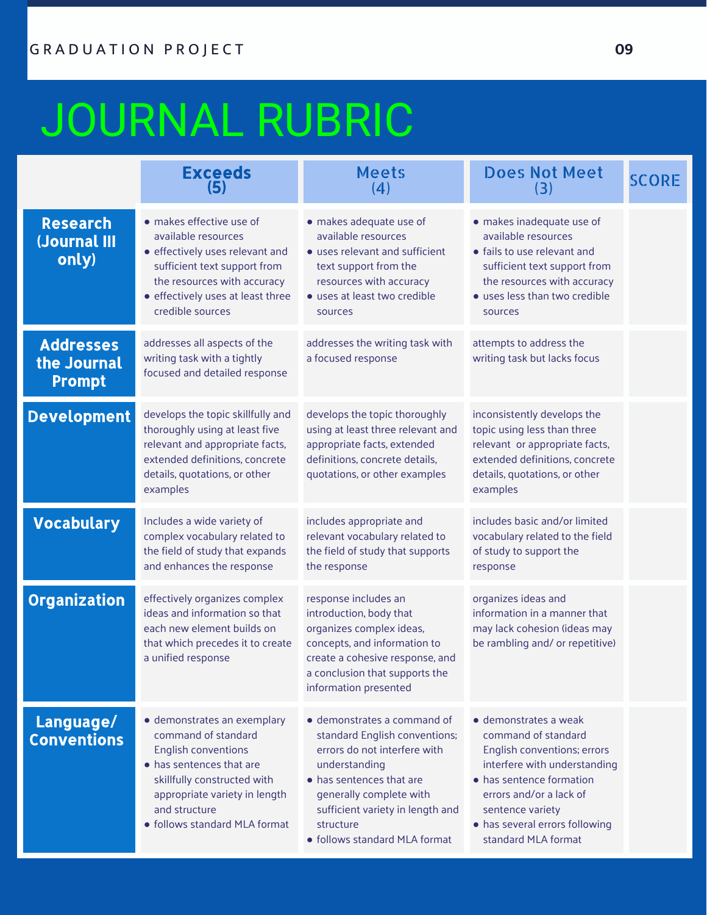# JOURNAL RUBRIC

| | Exceeds (5) | Meets (4) | Does Not Meet (3) | SCORE |
|---|---|---|---|---|
| **Research (Journal III only)** | • makes effective use of available resources<br>• effectively uses relevant and sufficient text support from the resources with accuracy<br>• effectively uses at least three credible sources | • makes adequate use of available resources<br>• uses relevant and sufficient text support from the resources with accuracy<br>• uses at least two credible sources | • makes inadequate use of available resources<br>• fails to use relevant and sufficient text support from the resources with accuracy<br>• uses less than two credible sources | |
| **Addresses the Journal Prompt** | addresses all aspects of the writing task with a tightly focused and detailed response | addresses the writing task with a focused response | attempts to address the writing task but lacks focus | |
| **Development** | develops the topic skillfully and thoroughly using at least five relevant and appropriate facts, extended definitions, concrete details, quotations, or other examples | develops the topic thoroughly using at least three relevant and appropriate facts, extended definitions, concrete details, quotations, or other examples | inconsistently develops the topic using less than three relevant or appropriate facts, extended definitions, concrete details, quotations, or other examples | |
| **Vocabulary** | Includes a wide variety of complex vocabulary related to the field of study that expands and enhances the response | includes appropriate and relevant vocabulary related to the field of study that supports the response | includes basic and/or limited vocabulary related to the field of study to support the response | |
| **Organization** | effectively organizes complex ideas and information so that each new element builds on that which precedes it to create a unified response | response includes an introduction, body that organizes complex ideas, concepts, and information to create a cohesive response, and a conclusion that supports the information presented | organizes ideas and information in a manner that may lack cohesion (ideas may be rambling and/ or repetitive) | |
| **Language/ Conventions** | • demonstrates an exemplary command of standard English conventions<br>• has sentences that are skillfully constructed with appropriate variety in length and structure<br>• follows standard MLA format | • demonstrates a command of standard English conventions; errors do not interfere with understanding<br>• has sentences that are generally complete with sufficient variety in length and structure<br>• follows standard MLA format | • demonstrates a weak command of standard English conventions; errors interfere with understanding<br>• has sentence formation errors and/or a lack of sentence variety<br>• has several errors following standard MLA format | |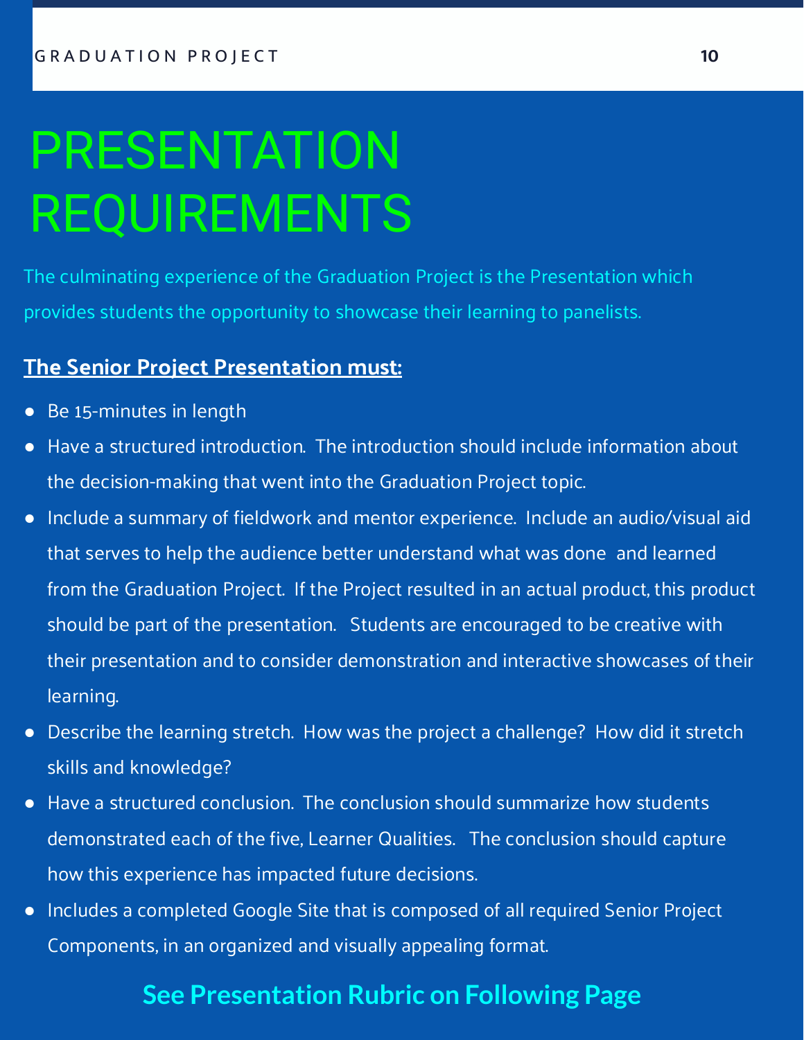# PRESENTATION REQUIREMENTS

The culminating experience of the Graduation Project is the Presentation which provides students the opportunity to showcase their learning to panelists.

**The Senior Project Presentation must:**

- Be 15-minutes in length
- Have a structured introduction. The introduction should include information about the decision-making that went into the Graduation Project topic.
- Include a summary of fieldwork and mentor experience. Include an audio/visual aid that serves to help the audience better understand what was done and learned from the Graduation Project. If the Project resulted in an actual product, this product should be part of the presentation. Students are encouraged to be creative with their presentation and to consider demonstration and interactive showcases of their learning.
- Describe the learning stretch. How was the project a challenge? How did it stretch skills and knowledge?
- Have a structured conclusion. The conclusion should summarize how students demonstrated each of the five, Learner Qualities. The conclusion should capture how this experience has impacted future decisions.
- Includes a completed Google Site that is composed of all required Senior Project Components, in an organized and visually appealing format.

**See Presentation Rubric on Following Page**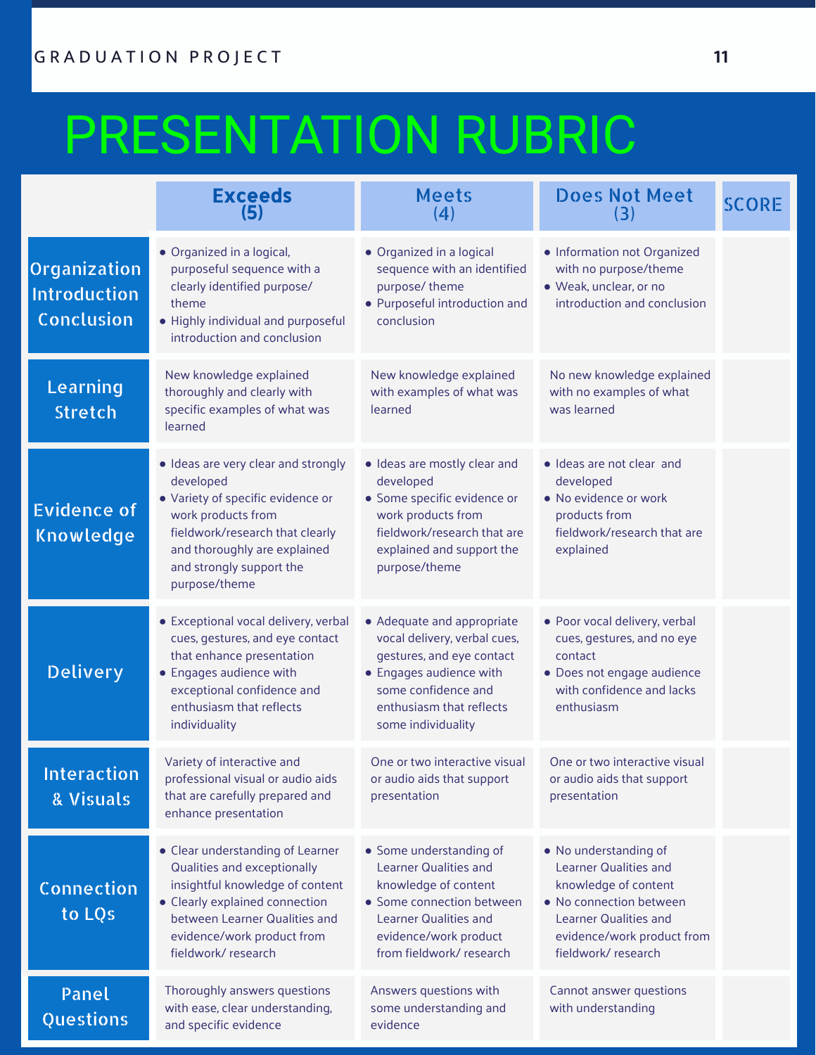# PRESENTATION RUBRIC

| | Exceeds (5) | Meets (4) | Does Not Meet (3) | SCORE |
|---|---|---|---|---|
| Organization Introduction Conclusion | • Organized in a logical, purposeful sequence with a clearly identified purpose/ theme<br>• Highly individual and purposeful introduction and conclusion | • Organized in a logical sequence with an identified purpose/ theme<br>• Purposeful introduction and conclusion | • Information not Organized with no purpose/theme<br>• Weak, unclear, or no introduction and conclusion | |
| Learning Stretch | New knowledge explained thoroughly and clearly with specific examples of what was learned | New knowledge explained with examples of what was learned | No new knowledge explained with no examples of what was learned | |
| Evidence of Knowledge | • Ideas are very clear and strongly developed<br>• Variety of specific evidence or work products from fieldwork/research that clearly and thoroughly are explained and strongly support the purpose/theme | • Ideas are mostly clear and developed<br>• Some specific evidence or work products from fieldwork/research that are explained and support the purpose/theme | • Ideas are not clear and developed<br>• No evidence or work products from fieldwork/research that are explained | |
| Delivery | • Exceptional vocal delivery, verbal cues, gestures, and eye contact that enhance presentation<br>• Engages audience with exceptional confidence and enthusiasm that reflects individuality | • Adequate and appropriate vocal delivery, verbal cues, gestures, and eye contact<br>• Engages audience with some confidence and enthusiasm that reflects some individuality | • Poor vocal delivery, verbal cues, gestures, and no eye contact<br>• Does not engage audience with confidence and lacks enthusiasm | |
| Interaction & Visuals | Variety of interactive and professional visual or audio aids that are carefully prepared and enhance presentation | One or two interactive visual or audio aids that support presentation | One or two interactive visual or audio aids that support presentation | |
| Connection to LQs | • Clear understanding of Learner Qualities and exceptionally insightful knowledge of content<br>• Clearly explained connection between Learner Qualities and evidence/work product from fieldwork/ research | • Some understanding of Learner Qualities and knowledge of content<br>• Some connection between Learner Qualities and evidence/work product from fieldwork/ research | • No understanding of Learner Qualities and knowledge of content<br>• No connection between Learner Qualities and evidence/work product from fieldwork/ research | |
| Panel Questions | Thoroughly answers questions with ease, clear understanding, and specific evidence | Answers questions with some understanding and evidence | Cannot answer questions with understanding | |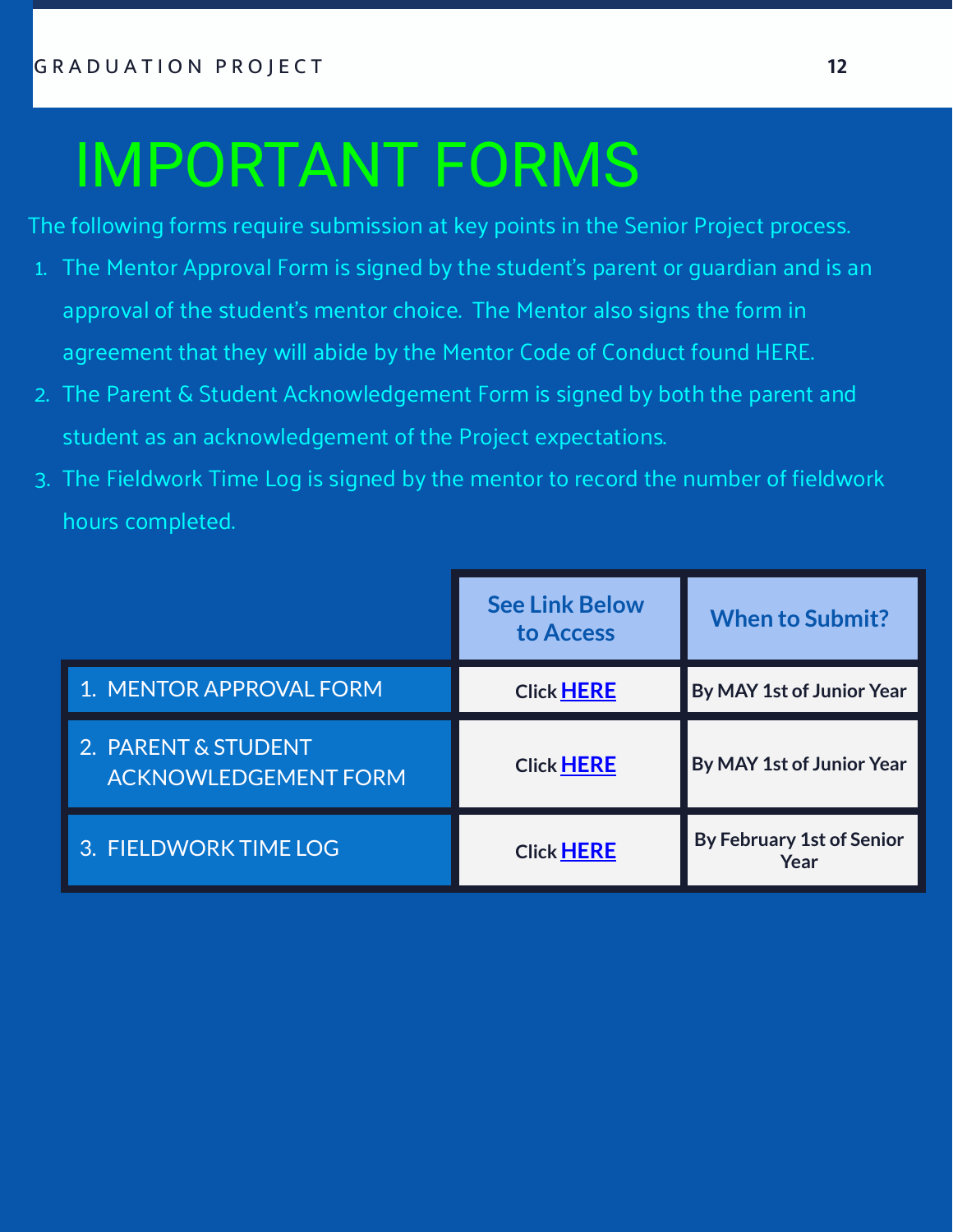# IMPORTANT FORMS

The following forms require submission at key points in the Senior Project process.

1. The Mentor Approval Form is signed by the student's parent or guardian and is an approval of the student's mentor choice. The Mentor also signs the form in agreement that they will abide by the Mentor Code of Conduct found HERE.
2. The Parent & Student Acknowledgement Form is signed by both the parent and student as an acknowledgement of the Project expectations.
3. The Fieldwork Time Log is signed by the mentor to record the number of fieldwork hours completed.

| | See Link Below to Access | When to Submit? |
|---|---|---|
| 1. MENTOR APPROVAL FORM | Click **HERE** | By MAY 1st of Junior Year |
| 2. PARENT & STUDENT ACKNOWLEDGEMENT FORM | Click **HERE** | By MAY 1st of Junior Year |
| 3. FIELDWORK TIME LOG | Click **HERE** | By February 1st of Senior Year |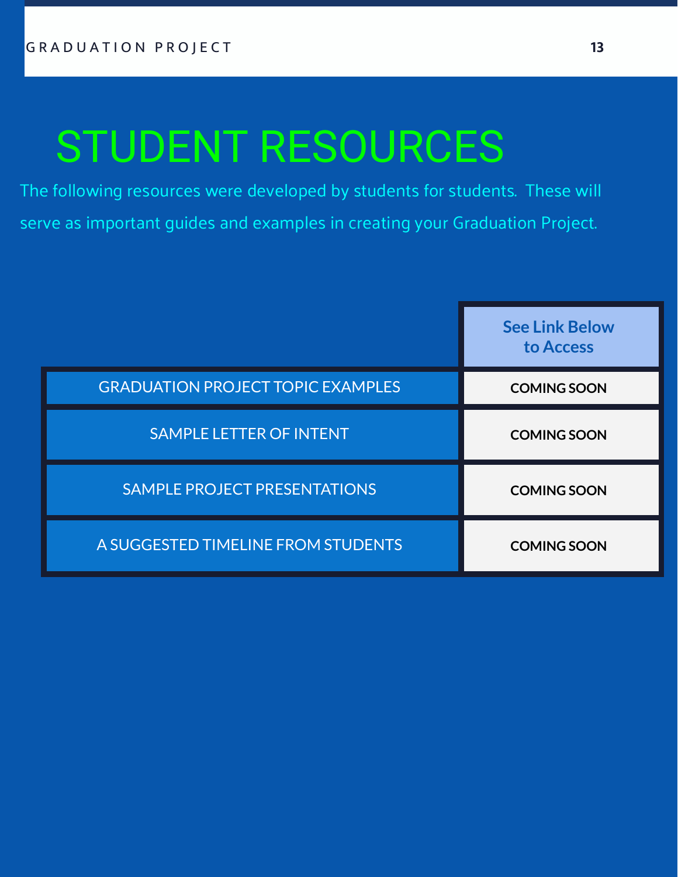# STUDENT RESOURCES

The following resources were developed by students for students. These will serve as important guides and examples in creating your Graduation Project.

| | See Link Below to Access |
|---|---|
| GRADUATION PROJECT TOPIC EXAMPLES | COMING SOON |
| SAMPLE LETTER OF INTENT | COMING SOON |
| SAMPLE PROJECT PRESENTATIONS | COMING SOON |
| A SUGGESTED TIMELINE FROM STUDENTS | COMING SOON |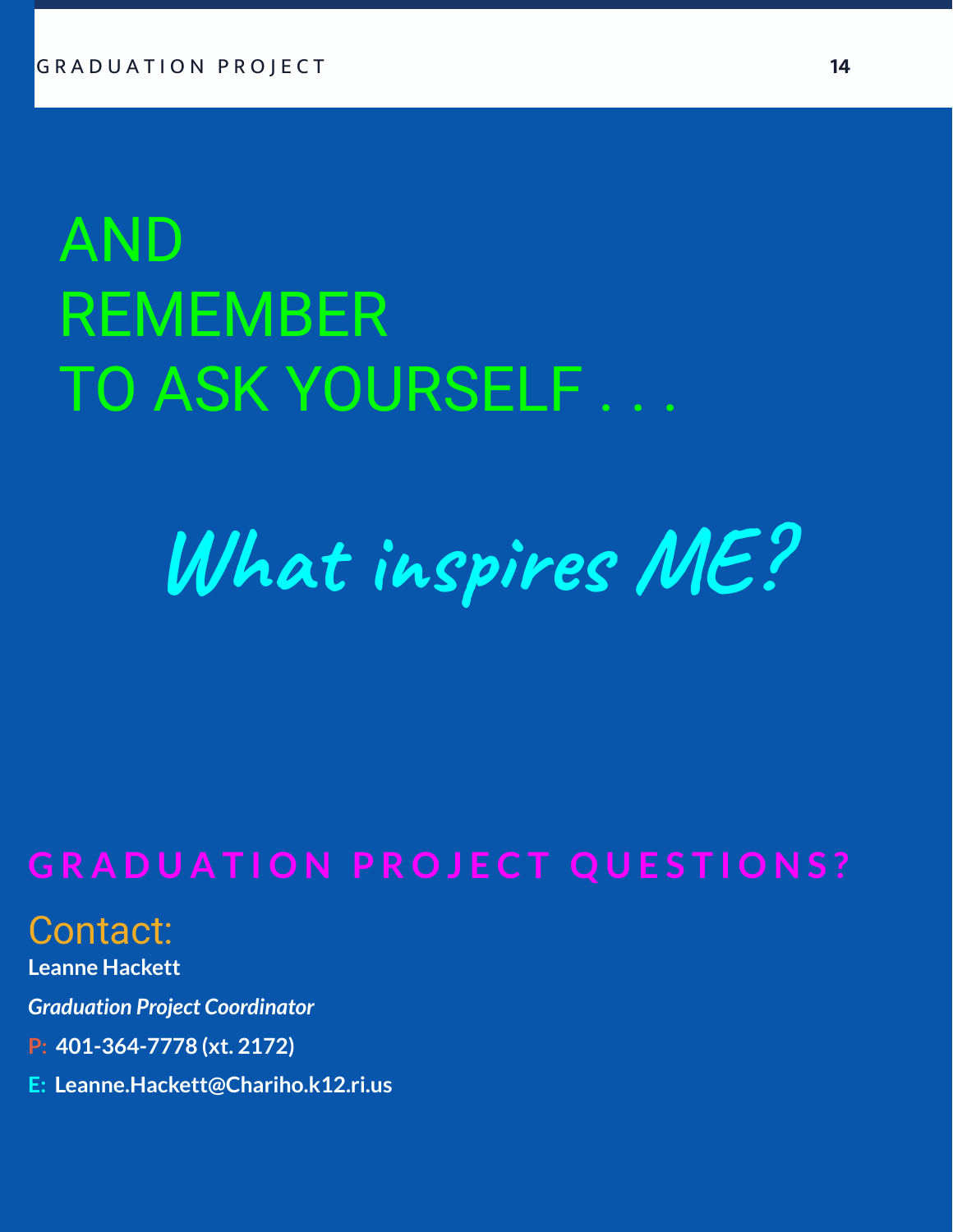# AND REMEMBER TO ASK YOURSELF . . .

## *What inspires ME?*

## GRADUATION PROJECT QUESTIONS?

Contact:

**Leanne Hackett**

***Graduation Project Coordinator***

**P: 401-364-7778 (xt. 2172)**

**E: Leanne.Hackett@Chariho.k12.ri.us**